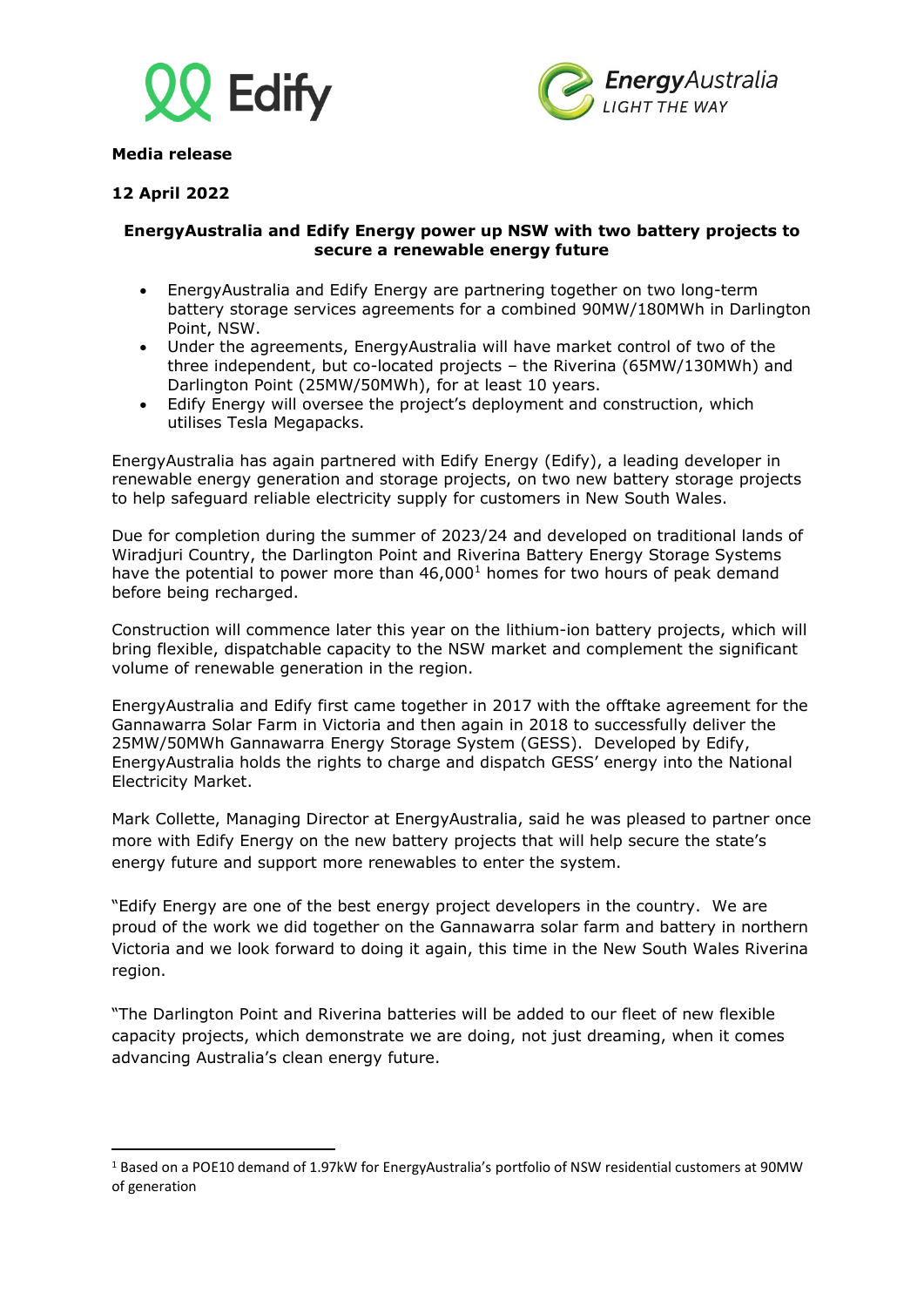**Media release**

**12 April 2022**

## EnergyAustralia and Edify Energy power up NSW with two battery projects to secure a renewable energy future

- EnergyAustralia and Edify Energy are partnering together on two long-term battery storage services agreements for a combined 90MW/180MWh in Darlington Point, NSW.
- Under the agreements, EnergyAustralia will have market control of two of the three independent, but co-located projects – the Riverina (65MW/130MWh) and Darlington Point (25MW/50MWh), for at least 10 years.
- Edify Energy will oversee the project's deployment and construction, which utilises Tesla Megapacks.

EnergyAustralia has again partnered with Edify Energy (Edify), a leading developer in renewable energy generation and storage projects, on two new battery storage projects to help safeguard reliable electricity supply for customers in New South Wales.

Due for completion during the summer of 2023/24 and developed on traditional lands of Wiradjuri Country, the Darlington Point and Riverina Battery Energy Storage Systems have the potential to power more than 46,000[1] homes for two hours of peak demand before being recharged.

Construction will commence later this year on the lithium-ion battery projects, which will bring flexible, dispatchable capacity to the NSW market and complement the significant volume of renewable generation in the region.

EnergyAustralia and Edify first came together in 2017 with the offtake agreement for the Gannawarra Solar Farm in Victoria and then again in 2018 to successfully deliver the 25MW/50MWh Gannawarra Energy Storage System (GESS). Developed by Edify, EnergyAustralia holds the rights to charge and dispatch GESS' energy into the National Electricity Market.

Mark Collette, Managing Director at EnergyAustralia, said he was pleased to partner once more with Edify Energy on the new battery projects that will help secure the state's energy future and support more renewables to enter the system.

"Edify Energy are one of the best energy project developers in the country. We are proud of the work we did together on the Gannawarra solar farm and battery in northern Victoria and we look forward to doing it again, this time in the New South Wales Riverina region.

"The Darlington Point and Riverina batteries will be added to our fleet of new flexible capacity projects, which demonstrate we are doing, not just dreaming, when it comes advancing Australia's clean energy future.

---

[1] Based on a POE10 demand of 1.97kW for EnergyAustralia's portfolio of NSW residential customers at 90MW of generation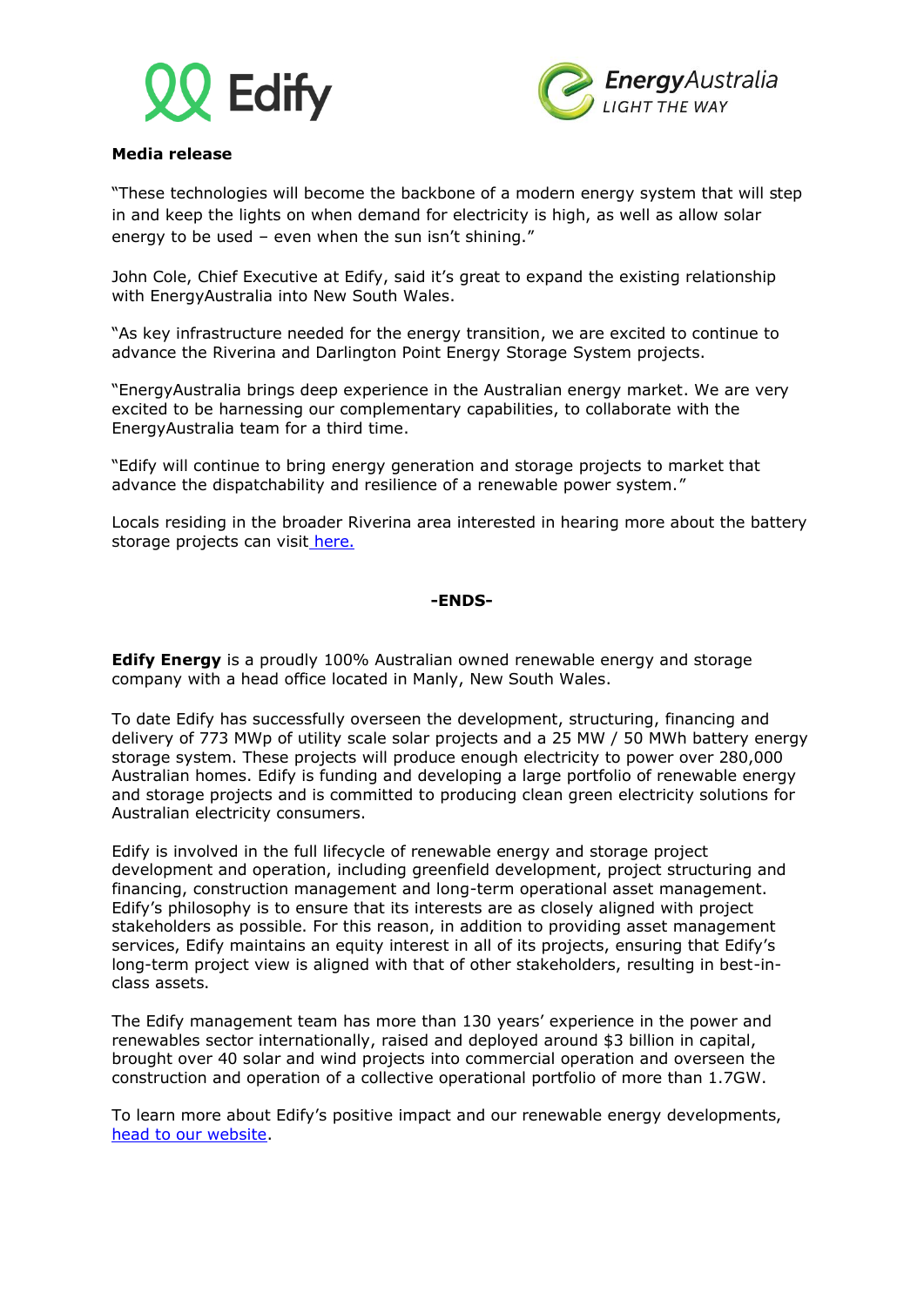**Media release**

"These technologies will become the backbone of a modern energy system that will step in and keep the lights on when demand for electricity is high, as well as allow solar energy to be used – even when the sun isn't shining."

John Cole, Chief Executive at Edify, said it's great to expand the existing relationship with EnergyAustralia into New South Wales.

"As key infrastructure needed for the energy transition, we are excited to continue to advance the Riverina and Darlington Point Energy Storage System projects.

"EnergyAustralia brings deep experience in the Australian energy market. We are very excited to be harnessing our complementary capabilities, to collaborate with the EnergyAustralia team for a third time.

"Edify will continue to bring energy generation and storage projects to market that advance the dispatchability and resilience of a renewable power system."

Locals residing in the broader Riverina area interested in hearing more about the battery storage projects can visit [here.]()

**-ENDS-**

**Edify Energy** is a proudly 100% Australian owned renewable energy and storage company with a head office located in Manly, New South Wales.

To date Edify has successfully overseen the development, structuring, financing and delivery of 773 MWp of utility scale solar projects and a 25 MW / 50 MWh battery energy storage system. These projects will produce enough electricity to power over 280,000 Australian homes. Edify is funding and developing a large portfolio of renewable energy and storage projects and is committed to producing clean green electricity solutions for Australian electricity consumers.

Edify is involved in the full lifecycle of renewable energy and storage project development and operation, including greenfield development, project structuring and financing, construction management and long-term operational asset management. Edify's philosophy is to ensure that its interests are as closely aligned with project stakeholders as possible. For this reason, in addition to providing asset management services, Edify maintains an equity interest in all of its projects, ensuring that Edify's long-term project view is aligned with that of other stakeholders, resulting in best-in-class assets.

The Edify management team has more than 130 years' experience in the power and renewables sector internationally, raised and deployed around $3 billion in capital, brought over 40 solar and wind projects into commercial operation and overseen the construction and operation of a collective operational portfolio of more than 1.7GW.

To learn more about Edify's positive impact and our renewable energy developments, [head to our website]().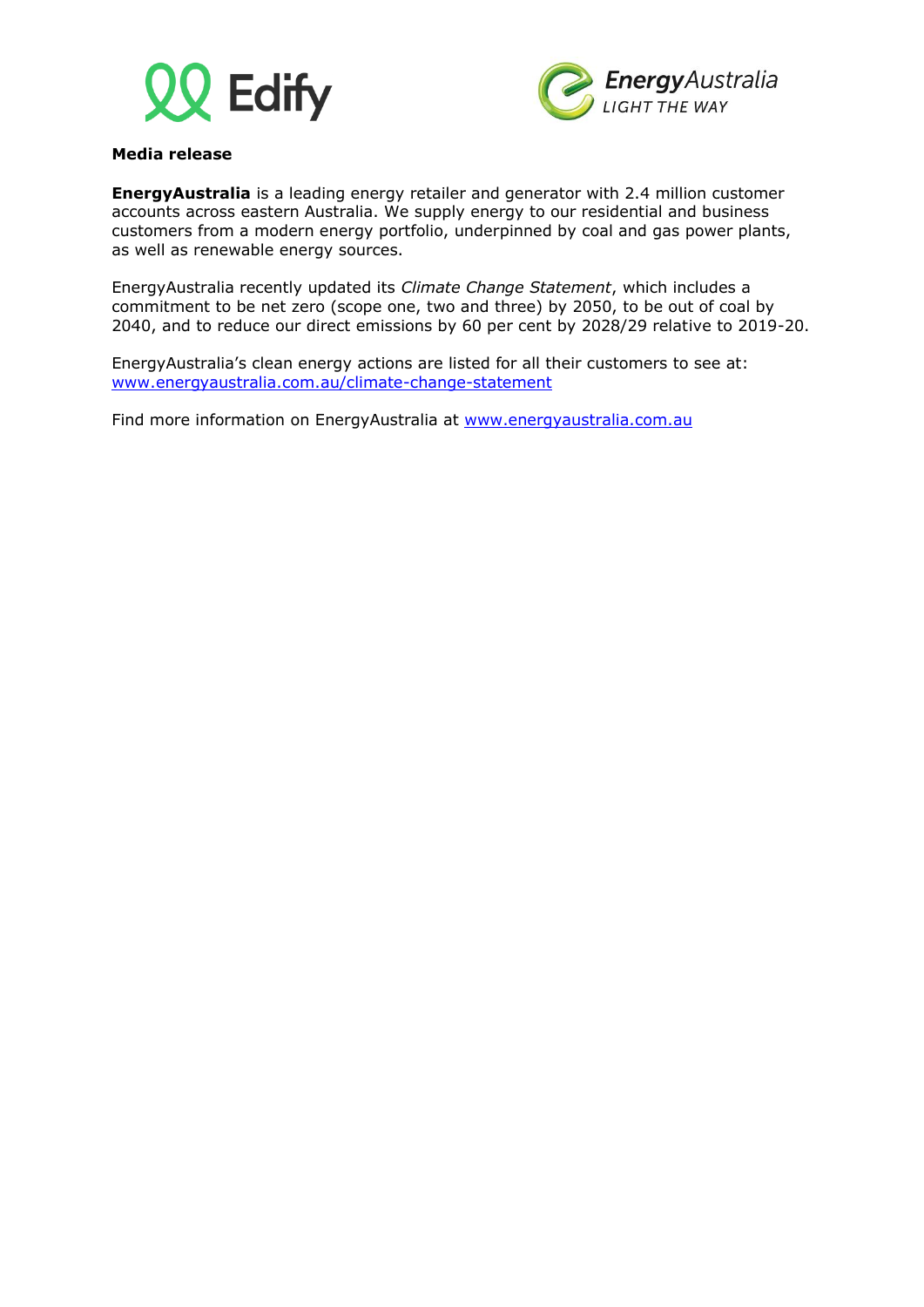**Media release**

**EnergyAustralia** is a leading energy retailer and generator with 2.4 million customer accounts across eastern Australia. We supply energy to our residential and business customers from a modern energy portfolio, underpinned by coal and gas power plants, as well as renewable energy sources.

EnergyAustralia recently updated its *Climate Change Statement*, which includes a commitment to be net zero (scope one, two and three) by 2050, to be out of coal by 2040, and to reduce our direct emissions by 60 per cent by 2028/29 relative to 2019-20.

EnergyAustralia's clean energy actions are listed for all their customers to see at: [www.energyaustralia.com.au/climate-change-statement](www.energyaustralia.com.au/climate-change-statement)

Find more information on EnergyAustralia at [www.energyaustralia.com.au](www.energyaustralia.com.au)